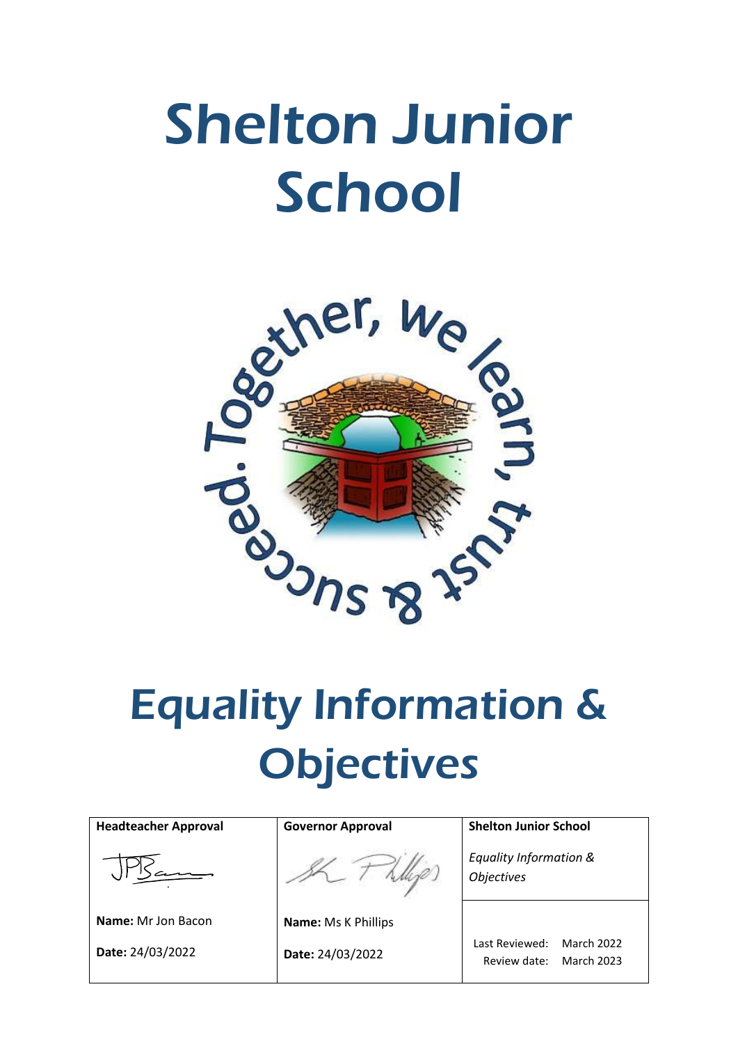# Shelton Junior School

Together, we learn, trust & succeed.

# Equality Information & Objectives

| Headteacher Approval | Governor Approval | Shelton Junior School |
| --- | --- | --- |
| | | *Equality Information & Objectives* |
| **Name:** Mr Jon Bacon | **Name:** Ms K Phillips | Last Reviewed: March 2022 |
| **Date:** 24/03/2022 | **Date:** 24/03/2022 | Review date: March 2023 |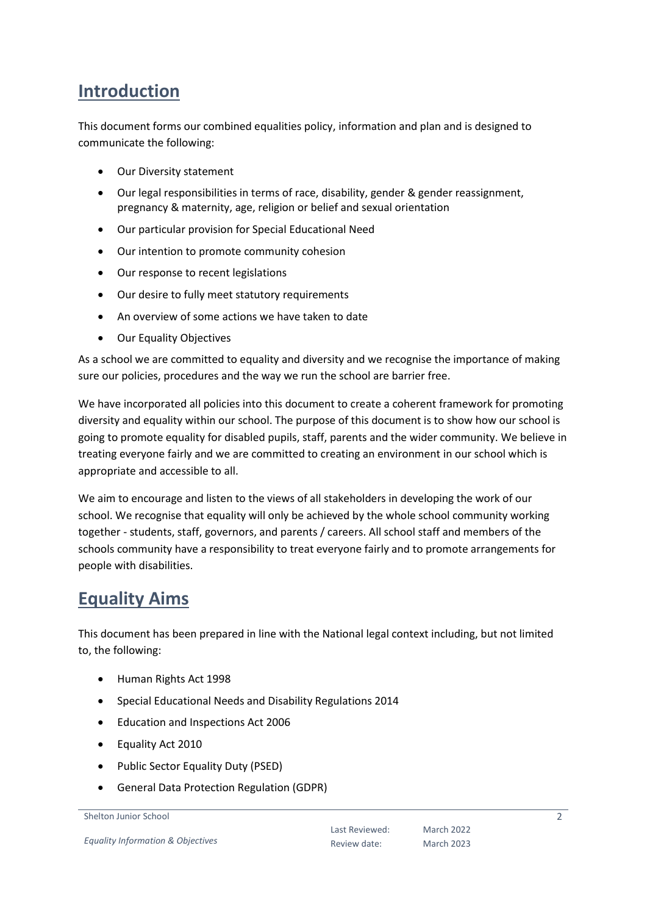## Introduction

This document forms our combined equalities policy, information and plan and is designed to communicate the following:

- Our Diversity statement
- Our legal responsibilities in terms of race, disability, gender & gender reassignment, pregnancy & maternity, age, religion or belief and sexual orientation
- Our particular provision for Special Educational Need
- Our intention to promote community cohesion
- Our response to recent legislations
- Our desire to fully meet statutory requirements
- An overview of some actions we have taken to date
- Our Equality Objectives

As a school we are committed to equality and diversity and we recognise the importance of making sure our policies, procedures and the way we run the school are barrier free.

We have incorporated all policies into this document to create a coherent framework for promoting diversity and equality within our school. The purpose of this document is to show how our school is going to promote equality for disabled pupils, staff, parents and the wider community. We believe in treating everyone fairly and we are committed to creating an environment in our school which is appropriate and accessible to all.

We aim to encourage and listen to the views of all stakeholders in developing the work of our school. We recognise that equality will only be achieved by the whole school community working together - students, staff, governors, and parents / careers. All school staff and members of the schools community have a responsibility to treat everyone fairly and to promote arrangements for people with disabilities.

## Equality Aims

This document has been prepared in line with the National legal context including, but not limited to, the following:

- Human Rights Act 1998
- Special Educational Needs and Disability Regulations 2014
- Education and Inspections Act 2006
- Equality Act 2010
- Public Sector Equality Duty (PSED)
- General Data Protection Regulation (GDPR)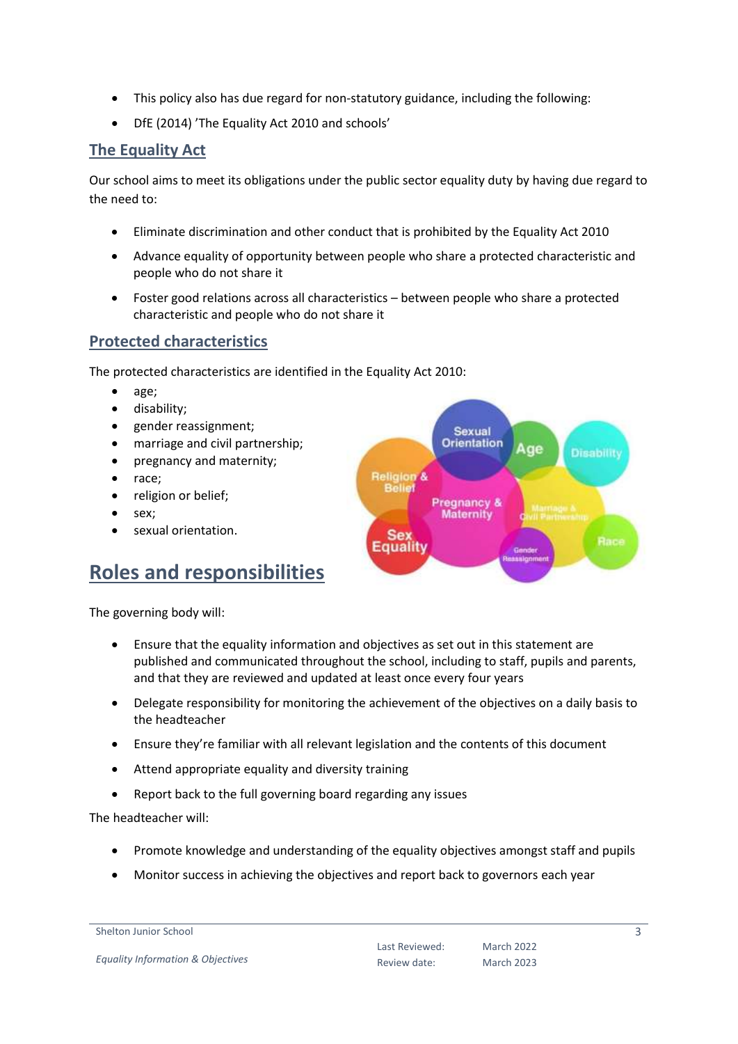- This policy also has due regard for non-statutory guidance, including the following:
- DfE (2014) 'The Equality Act 2010 and schools'

## The Equality Act

Our school aims to meet its obligations under the public sector equality duty by having due regard to the need to:

- Eliminate discrimination and other conduct that is prohibited by the Equality Act 2010
- Advance equality of opportunity between people who share a protected characteristic and people who do not share it
- Foster good relations across all characteristics – between people who share a protected characteristic and people who do not share it

## Protected characteristics

The protected characteristics are identified in the Equality Act 2010:

- age;
- disability;
- gender reassignment;
- marriage and civil partnership;
- pregnancy and maternity;
- race;
- religion or belief;
- sex;
- sexual orientation.

# Roles and responsibilities

The governing body will:

- Ensure that the equality information and objectives as set out in this statement are published and communicated throughout the school, including to staff, pupils and parents, and that they are reviewed and updated at least once every four years
- Delegate responsibility for monitoring the achievement of the objectives on a daily basis to the headteacher
- Ensure they're familiar with all relevant legislation and the contents of this document
- Attend appropriate equality and diversity training
- Report back to the full governing board regarding any issues

The headteacher will:

- Promote knowledge and understanding of the equality objectives amongst staff and pupils
- Monitor success in achieving the objectives and report back to governors each year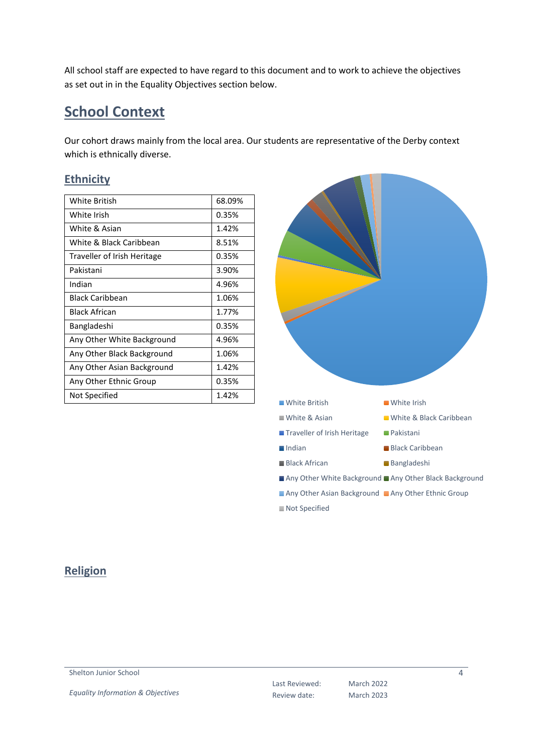All school staff are expected to have regard to this document and to work to achieve the objectives as set out in in the Equality Objectives section below.

## School Context

Our cohort draws mainly from the local area. Our students are representative of the Derby context which is ethnically diverse.

### Ethnicity

| White British | 68.09% |
|---|---|
| White Irish | 0.35% |
| White & Asian | 1.42% |
| White & Black Caribbean | 8.51% |
| Traveller of Irish Heritage | 0.35% |
| Pakistani | 3.90% |
| Indian | 4.96% |
| Black Caribbean | 1.06% |
| Black African | 1.77% |
| Bangladeshi | 0.35% |
| Any Other White Background | 4.96% |
| Any Other Black Background | 1.06% |
| Any Other Asian Background | 1.42% |
| Any Other Ethnic Group | 0.35% |
| Not Specified | 1.42% |

### Religion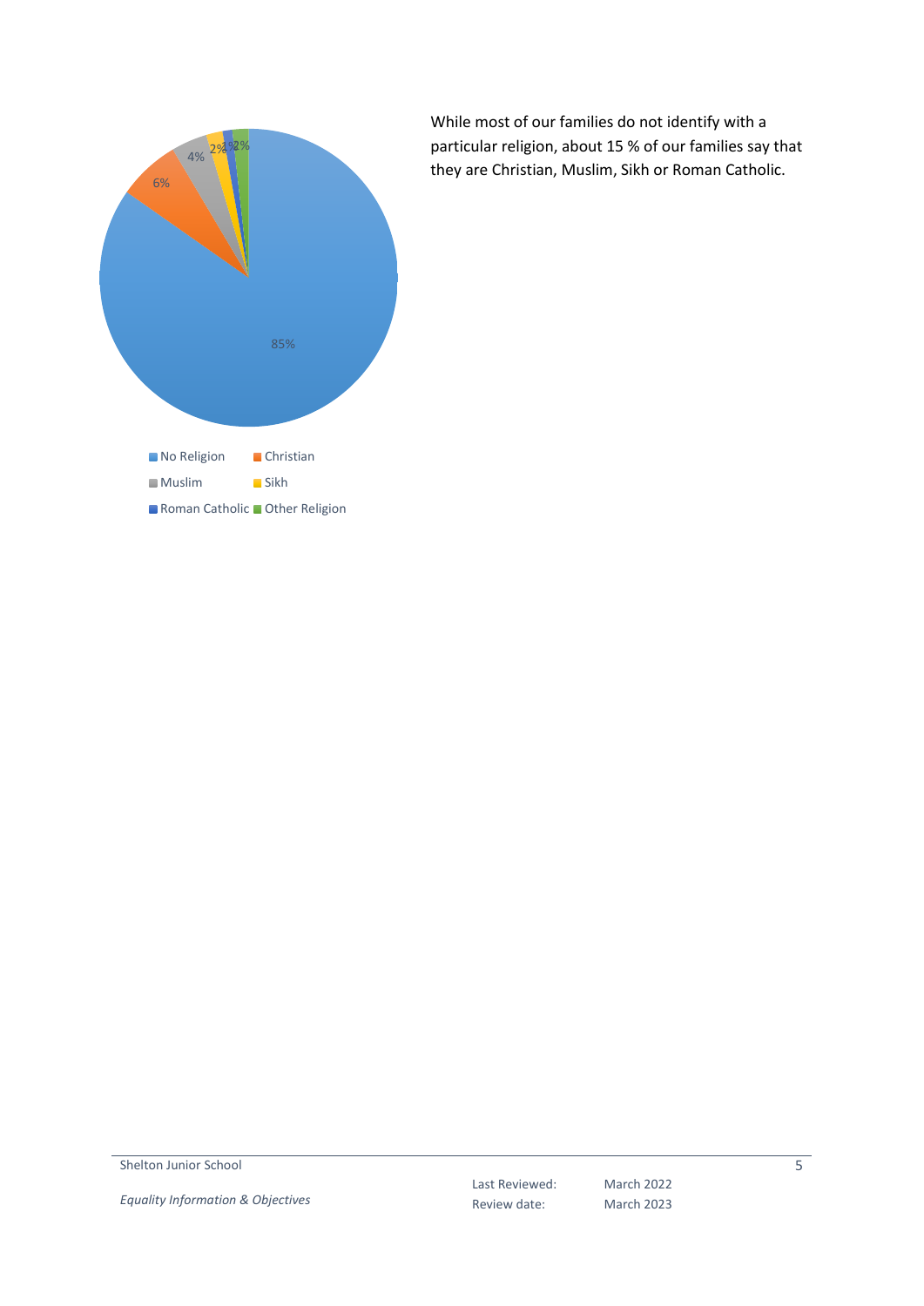85%

6%

4%

2%

1%

2%

No Religion
Christian
Muslim
Sikh
Roman Catholic
Other Religion

While most of our families do not identify with a particular religion, about 15 % of our families say that they are Christian, Muslim, Sikh or Roman Catholic.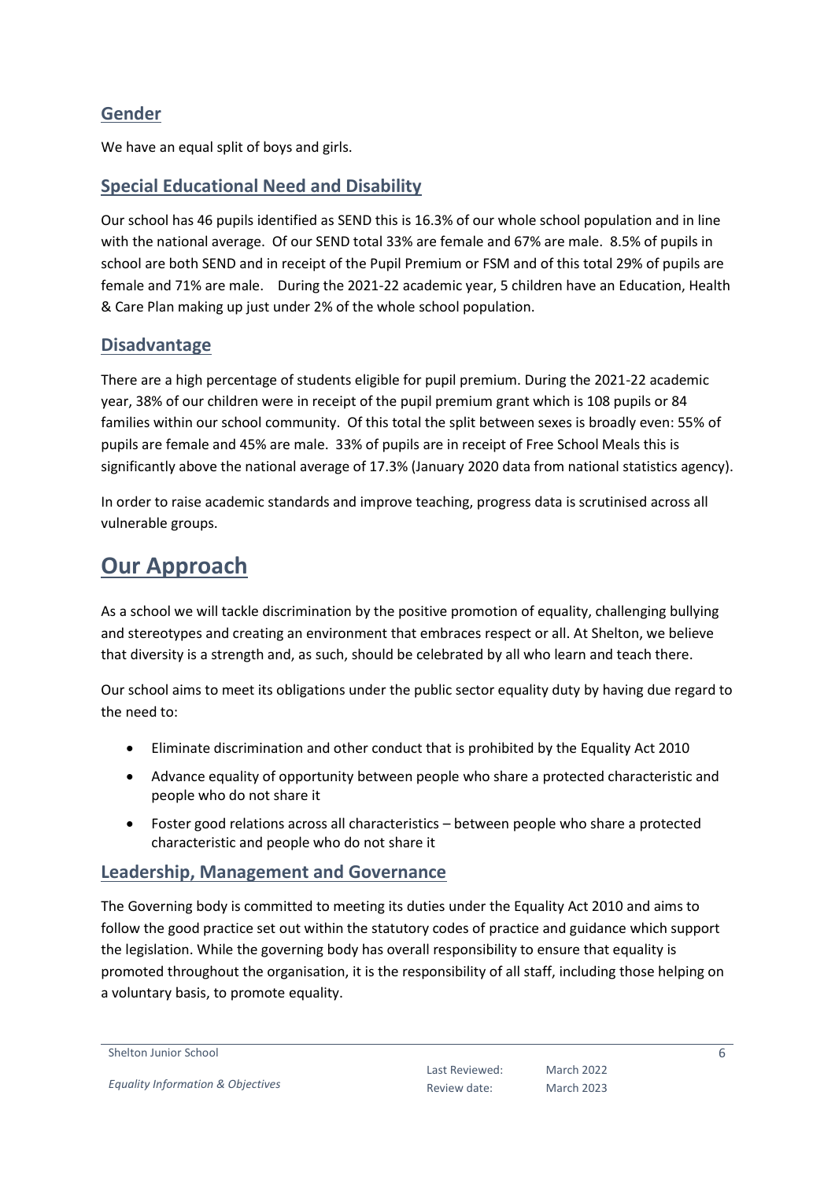## Gender

We have an equal split of boys and girls.

## Special Educational Need and Disability

Our school has 46 pupils identified as SEND this is 16.3% of our whole school population and in line with the national average. Of our SEND total 33% are female and 67% are male. 8.5% of pupils in school are both SEND and in receipt of the Pupil Premium or FSM and of this total 29% of pupils are female and 71% are male. During the 2021-22 academic year, 5 children have an Education, Health & Care Plan making up just under 2% of the whole school population.

## Disadvantage

There are a high percentage of students eligible for pupil premium. During the 2021-22 academic year, 38% of our children were in receipt of the pupil premium grant which is 108 pupils or 84 families within our school community. Of this total the split between sexes is broadly even: 55% of pupils are female and 45% are male. 33% of pupils are in receipt of Free School Meals this is significantly above the national average of 17.3% (January 2020 data from national statistics agency).

In order to raise academic standards and improve teaching, progress data is scrutinised across all vulnerable groups.

# Our Approach

As a school we will tackle discrimination by the positive promotion of equality, challenging bullying and stereotypes and creating an environment that embraces respect or all. At Shelton, we believe that diversity is a strength and, as such, should be celebrated by all who learn and teach there.

Our school aims to meet its obligations under the public sector equality duty by having due regard to the need to:

- Eliminate discrimination and other conduct that is prohibited by the Equality Act 2010
- Advance equality of opportunity between people who share a protected characteristic and people who do not share it
- Foster good relations across all characteristics – between people who share a protected characteristic and people who do not share it

## Leadership, Management and Governance

The Governing body is committed to meeting its duties under the Equality Act 2010 and aims to follow the good practice set out within the statutory codes of practice and guidance which support the legislation. While the governing body has overall responsibility to ensure that equality is promoted throughout the organisation, it is the responsibility of all staff, including those helping on a voluntary basis, to promote equality.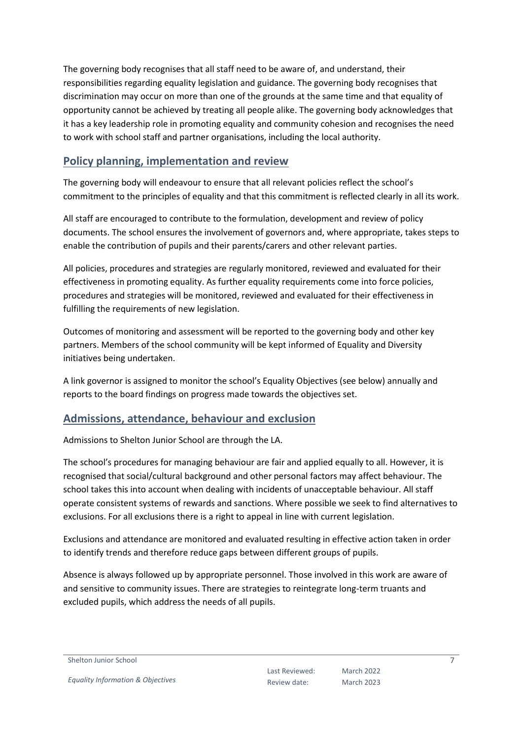The governing body recognises that all staff need to be aware of, and understand, their responsibilities regarding equality legislation and guidance. The governing body recognises that discrimination may occur on more than one of the grounds at the same time and that equality of opportunity cannot be achieved by treating all people alike. The governing body acknowledges that it has a key leadership role in promoting equality and community cohesion and recognises the need to work with school staff and partner organisations, including the local authority.

## Policy planning, implementation and review

The governing body will endeavour to ensure that all relevant policies reflect the school's commitment to the principles of equality and that this commitment is reflected clearly in all its work.

All staff are encouraged to contribute to the formulation, development and review of policy documents. The school ensures the involvement of governors and, where appropriate, takes steps to enable the contribution of pupils and their parents/carers and other relevant parties.

All policies, procedures and strategies are regularly monitored, reviewed and evaluated for their effectiveness in promoting equality. As further equality requirements come into force policies, procedures and strategies will be monitored, reviewed and evaluated for their effectiveness in fulfilling the requirements of new legislation.

Outcomes of monitoring and assessment will be reported to the governing body and other key partners. Members of the school community will be kept informed of Equality and Diversity initiatives being undertaken.

A link governor is assigned to monitor the school's Equality Objectives (see below) annually and reports to the board findings on progress made towards the objectives set.

## Admissions, attendance, behaviour and exclusion

Admissions to Shelton Junior School are through the LA.

The school's procedures for managing behaviour are fair and applied equally to all. However, it is recognised that social/cultural background and other personal factors may affect behaviour. The school takes this into account when dealing with incidents of unacceptable behaviour. All staff operate consistent systems of rewards and sanctions. Where possible we seek to find alternatives to exclusions. For all exclusions there is a right to appeal in line with current legislation.

Exclusions and attendance are monitored and evaluated resulting in effective action taken in order to identify trends and therefore reduce gaps between different groups of pupils.

Absence is always followed up by appropriate personnel. Those involved in this work are aware of and sensitive to community issues. There are strategies to reintegrate long-term truants and excluded pupils, which address the needs of all pupils.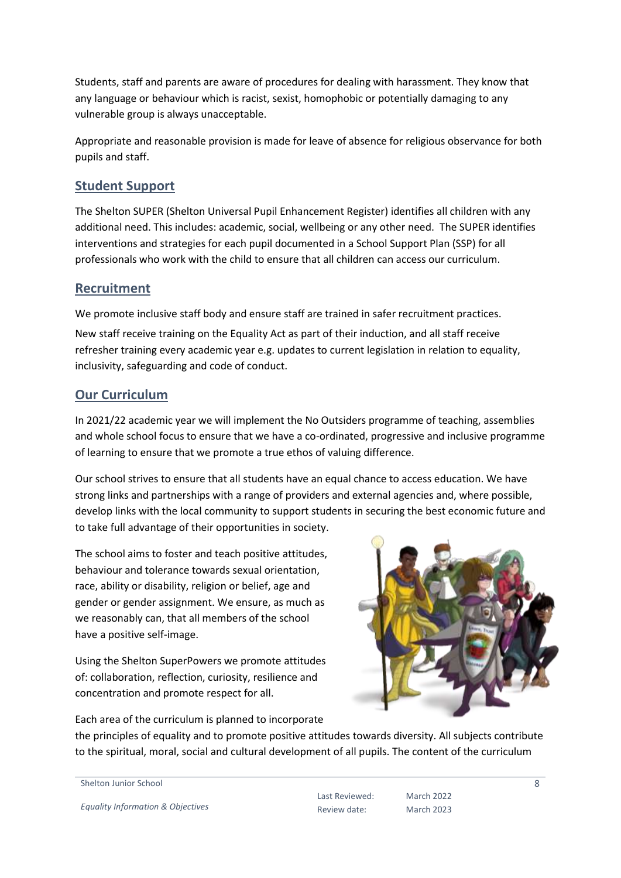Students, staff and parents are aware of procedures for dealing with harassment. They know that any language or behaviour which is racist, sexist, homophobic or potentially damaging to any vulnerable group is always unacceptable.

Appropriate and reasonable provision is made for leave of absence for religious observance for both pupils and staff.

## Student Support

The Shelton SUPER (Shelton Universal Pupil Enhancement Register) identifies all children with any additional need. This includes: academic, social, wellbeing or any other need. The SUPER identifies interventions and strategies for each pupil documented in a School Support Plan (SSP) for all professionals who work with the child to ensure that all children can access our curriculum.

## Recruitment

We promote inclusive staff body and ensure staff are trained in safer recruitment practices.

New staff receive training on the Equality Act as part of their induction, and all staff receive refresher training every academic year e.g. updates to current legislation in relation to equality, inclusivity, safeguarding and code of conduct.

## Our Curriculum

In 2021/22 academic year we will implement the No Outsiders programme of teaching, assemblies and whole school focus to ensure that we have a co-ordinated, progressive and inclusive programme of learning to ensure that we promote a true ethos of valuing difference.

Our school strives to ensure that all students have an equal chance to access education. We have strong links and partnerships with a range of providers and external agencies and, where possible, develop links with the local community to support students in securing the best economic future and to take full advantage of their opportunities in society.

The school aims to foster and teach positive attitudes, behaviour and tolerance towards sexual orientation, race, ability or disability, religion or belief, age and gender or gender assignment. We ensure, as much as we reasonably can, that all members of the school have a positive self-image.

Using the Shelton SuperPowers we promote attitudes of: collaboration, reflection, curiosity, resilience and concentration and promote respect for all.

Each area of the curriculum is planned to incorporate the principles of equality and to promote positive attitudes towards diversity. All subjects contribute to the spiritual, moral, social and cultural development of all pupils. The content of the curriculum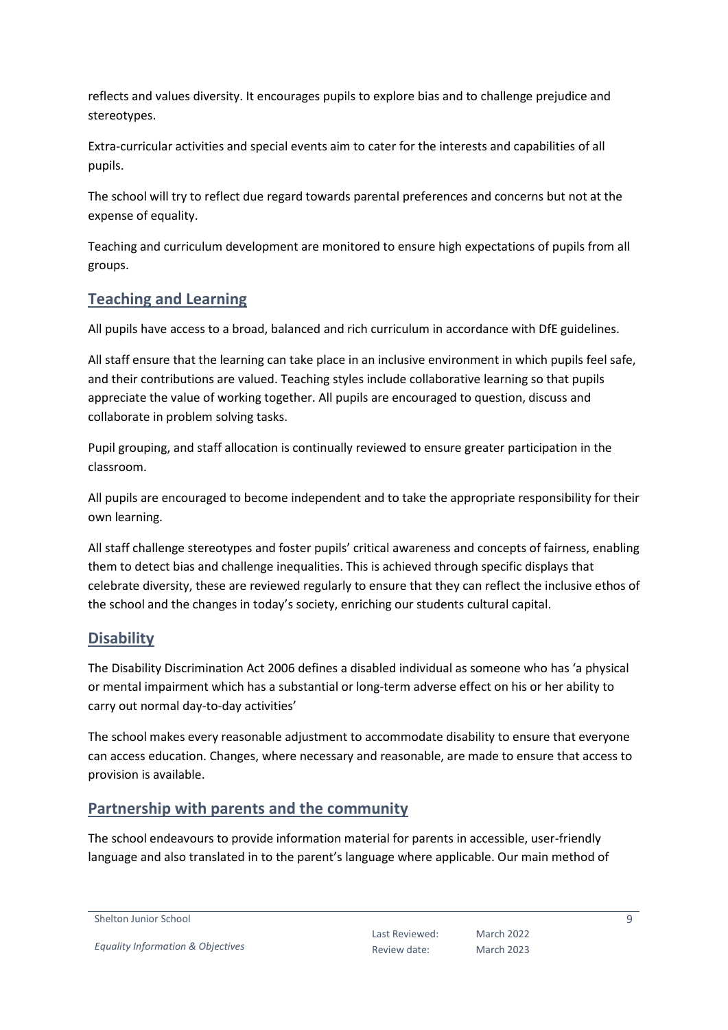reflects and values diversity. It encourages pupils to explore bias and to challenge prejudice and stereotypes.

Extra-curricular activities and special events aim to cater for the interests and capabilities of all pupils.

The school will try to reflect due regard towards parental preferences and concerns but not at the expense of equality.

Teaching and curriculum development are monitored to ensure high expectations of pupils from all groups.

## Teaching and Learning

All pupils have access to a broad, balanced and rich curriculum in accordance with DfE guidelines.

All staff ensure that the learning can take place in an inclusive environment in which pupils feel safe, and their contributions are valued. Teaching styles include collaborative learning so that pupils appreciate the value of working together. All pupils are encouraged to question, discuss and collaborate in problem solving tasks.

Pupil grouping, and staff allocation is continually reviewed to ensure greater participation in the classroom.

All pupils are encouraged to become independent and to take the appropriate responsibility for their own learning.

All staff challenge stereotypes and foster pupils' critical awareness and concepts of fairness, enabling them to detect bias and challenge inequalities. This is achieved through specific displays that celebrate diversity, these are reviewed regularly to ensure that they can reflect the inclusive ethos of the school and the changes in today's society, enriching our students cultural capital.

## Disability

The Disability Discrimination Act 2006 defines a disabled individual as someone who has 'a physical or mental impairment which has a substantial or long-term adverse effect on his or her ability to carry out normal day-to-day activities'

The school makes every reasonable adjustment to accommodate disability to ensure that everyone can access education. Changes, where necessary and reasonable, are made to ensure that access to provision is available.

## Partnership with parents and the community

The school endeavours to provide information material for parents in accessible, user-friendly language and also translated in to the parent's language where applicable. Our main method of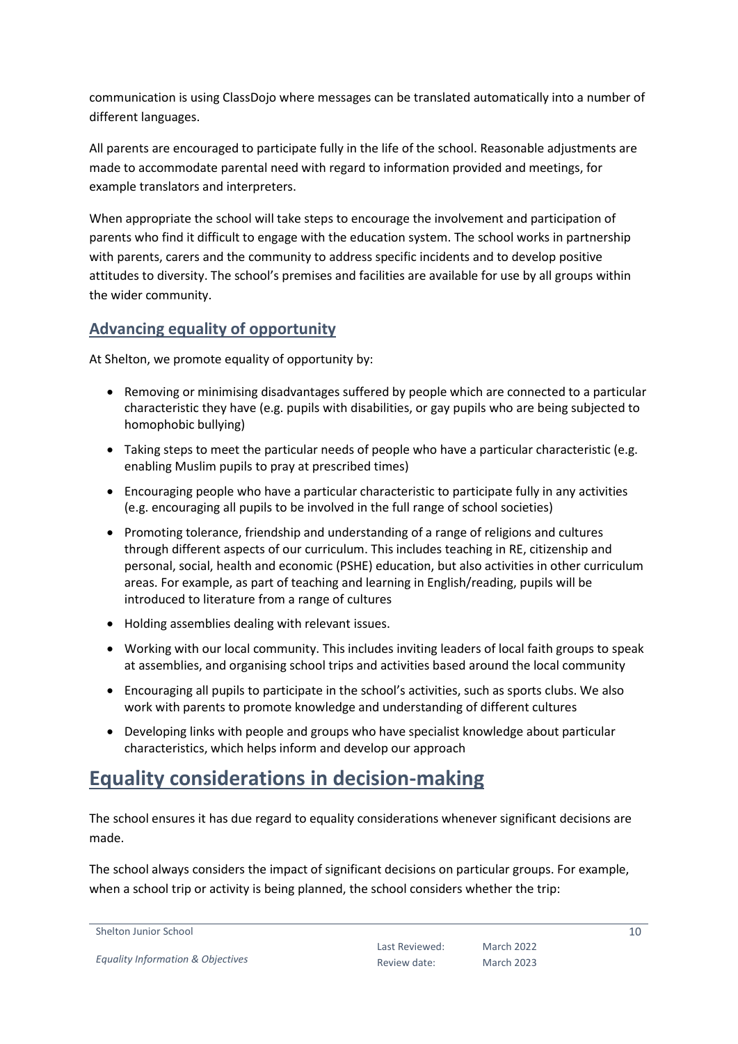communication is using ClassDojo where messages can be translated automatically into a number of different languages.

All parents are encouraged to participate fully in the life of the school. Reasonable adjustments are made to accommodate parental need with regard to information provided and meetings, for example translators and interpreters.

When appropriate the school will take steps to encourage the involvement and participation of parents who find it difficult to engage with the education system. The school works in partnership with parents, carers and the community to address specific incidents and to develop positive attitudes to diversity. The school's premises and facilities are available for use by all groups within the wider community.

### Advancing equality of opportunity

At Shelton, we promote equality of opportunity by:

- Removing or minimising disadvantages suffered by people which are connected to a particular characteristic they have (e.g. pupils with disabilities, or gay pupils who are being subjected to homophobic bullying)
- Taking steps to meet the particular needs of people who have a particular characteristic (e.g. enabling Muslim pupils to pray at prescribed times)
- Encouraging people who have a particular characteristic to participate fully in any activities (e.g. encouraging all pupils to be involved in the full range of school societies)
- Promoting tolerance, friendship and understanding of a range of religions and cultures through different aspects of our curriculum. This includes teaching in RE, citizenship and personal, social, health and economic (PSHE) education, but also activities in other curriculum areas. For example, as part of teaching and learning in English/reading, pupils will be introduced to literature from a range of cultures
- Holding assemblies dealing with relevant issues.
- Working with our local community. This includes inviting leaders of local faith groups to speak at assemblies, and organising school trips and activities based around the local community
- Encouraging all pupils to participate in the school's activities, such as sports clubs. We also work with parents to promote knowledge and understanding of different cultures
- Developing links with people and groups who have specialist knowledge about particular characteristics, which helps inform and develop our approach

## Equality considerations in decision-making

The school ensures it has due regard to equality considerations whenever significant decisions are made.

The school always considers the impact of significant decisions on particular groups. For example, when a school trip or activity is being planned, the school considers whether the trip: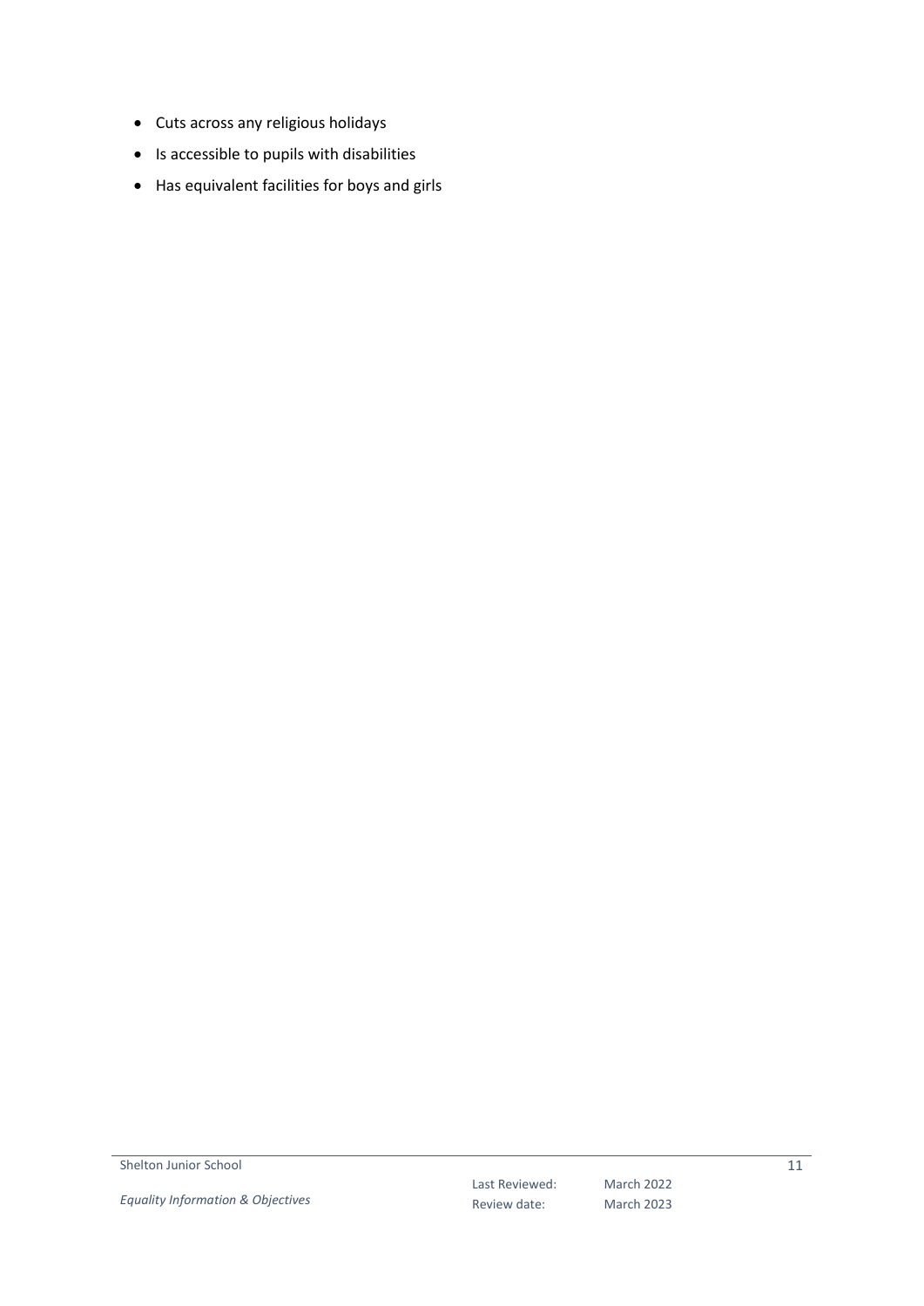- Cuts across any religious holidays
- Is accessible to pupils with disabilities
- Has equivalent facilities for boys and girls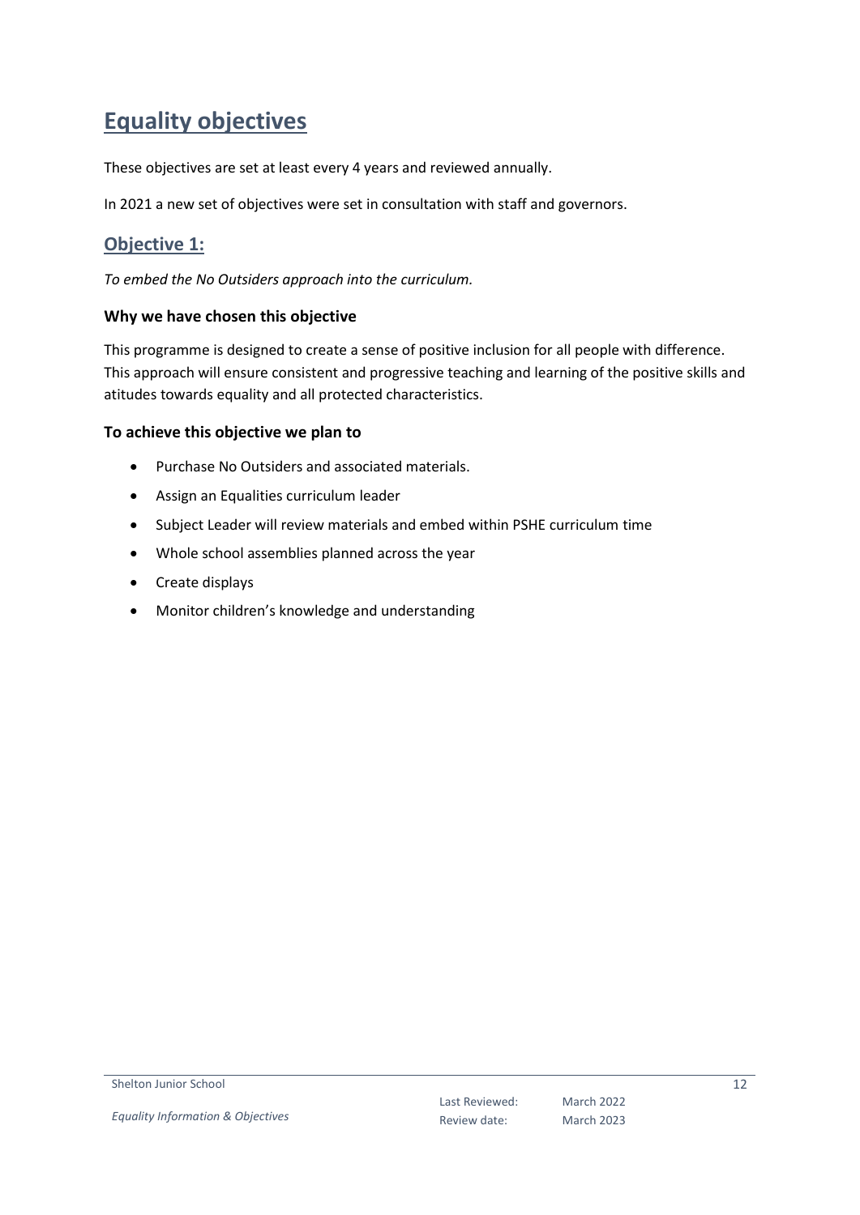# Equality objectives

These objectives are set at least every 4 years and reviewed annually.

In 2021 a new set of objectives were set in consultation with staff and governors.

## Objective 1:

*To embed the No Outsiders approach into the curriculum.*

### Why we have chosen this objective

This programme is designed to create a sense of positive inclusion for all people with difference. This approach will ensure consistent and progressive teaching and learning of the positive skills and atitudes towards equality and all protected characteristics.

### To achieve this objective we plan to

- Purchase No Outsiders and associated materials.
- Assign an Equalities curriculum leader
- Subject Leader will review materials and embed within PSHE curriculum time
- Whole school assemblies planned across the year
- Create displays
- Monitor children's knowledge and understanding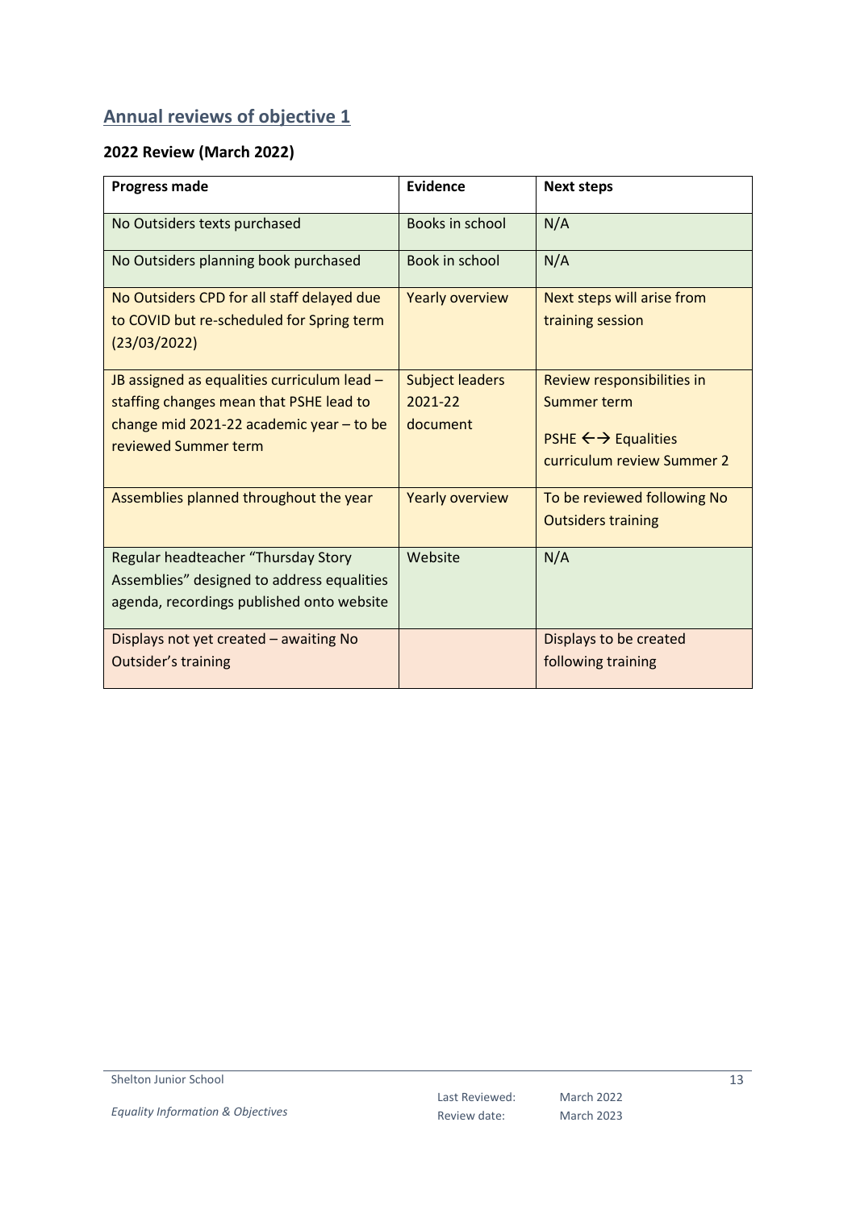## Annual reviews of objective 1

### 2022 Review (March 2022)

| Progress made | Evidence | Next steps |
|---|---|---|
| No Outsiders texts purchased | Books in school | N/A |
| No Outsiders planning book purchased | Book in school | N/A |
| No Outsiders CPD for all staff delayed due to COVID but re-scheduled for Spring term (23/03/2022) | Yearly overview | Next steps will arise from training session |
| JB assigned as equalities curriculum lead – staffing changes mean that PSHE lead to change mid 2021-22 academic year – to be reviewed Summer term | Subject leaders 2021-22 document | Review responsibilities in Summer term<br><br>PSHE ←→ Equalities curriculum review Summer 2 |
| Assemblies planned throughout the year | Yearly overview | To be reviewed following No Outsiders training |
| Regular headteacher "Thursday Story Assemblies" designed to address equalities agenda, recordings published onto website | Website | N/A |
| Displays not yet created – awaiting No Outsider's training | | Displays to be created following training |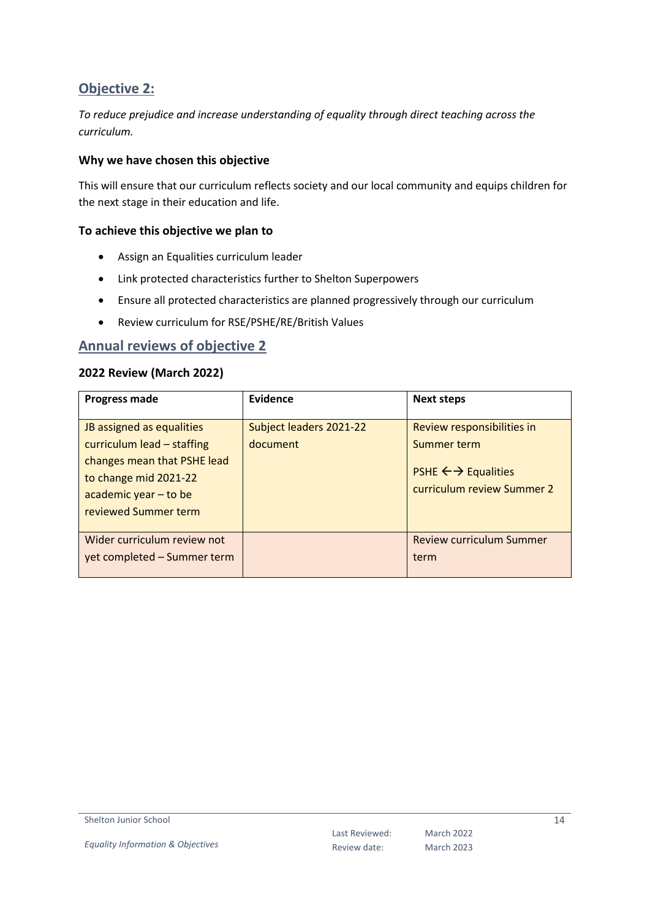## Objective 2:

*To reduce prejudice and increase understanding of equality through direct teaching across the curriculum.*

### Why we have chosen this objective

This will ensure that our curriculum reflects society and our local community and equips children for the next stage in their education and life.

### To achieve this objective we plan to

- Assign an Equalities curriculum leader
- Link protected characteristics further to Shelton Superpowers
- Ensure all protected characteristics are planned progressively through our curriculum
- Review curriculum for RSE/PSHE/RE/British Values

## Annual reviews of objective 2

### 2022 Review (March 2022)

| Progress made | Evidence | Next steps |
| --- | --- | --- |
| JB assigned as equalities curriculum lead – staffing changes mean that PSHE lead to change mid 2021-22 academic year – to be reviewed Summer term | Subject leaders 2021-22 document | Review responsibilities in Summer term<br>PSHE ←→ Equalities curriculum review Summer 2 |
| Wider curriculum review not yet completed – Summer term | | Review curriculum Summer term |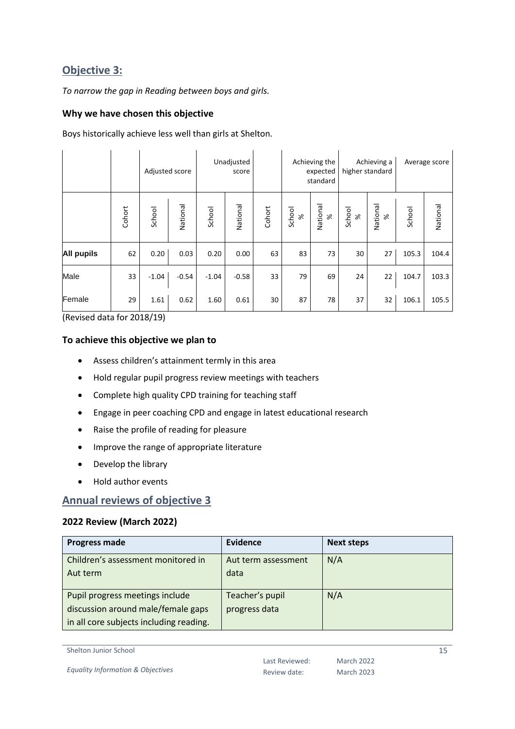## Objective 3:

*To narrow the gap in Reading between boys and girls.*

### Why we have chosen this objective

Boys historically achieve less well than girls at Shelton.

| | | Adjusted score | | Unadjusted score | | | Achieving the expected standard | | Achieving a higher standard | | Average score | |
|---|---|---|---|---|---|---|---|---|---|---|---|---|
| | Cohort | School | National | School | National | Cohort | School % | National % | School % | National % | School | National |
| **All pupils** | 62 | 0.20 | 0.03 | 0.20 | 0.00 | 63 | 83 | 73 | 30 | 27 | 105.3 | 104.4 |
| Male | 33 | -1.04 | -0.54 | -1.04 | -0.58 | 33 | 79 | 69 | 24 | 22 | 104.7 | 103.3 |
| Female | 29 | 1.61 | 0.62 | 1.60 | 0.61 | 30 | 87 | 78 | 37 | 32 | 106.1 | 105.5 |

(Revised data for 2018/19)

### To achieve this objective we plan to

- Assess children's attainment termly in this area
- Hold regular pupil progress review meetings with teachers
- Complete high quality CPD training for teaching staff
- Engage in peer coaching CPD and engage in latest educational research
- Raise the profile of reading for pleasure
- Improve the range of appropriate literature
- Develop the library
- Hold author events

## Annual reviews of objective 3

### 2022 Review (March 2022)

| Progress made | Evidence | Next steps |
|---|---|---|
| Children's assessment monitored in Aut term | Aut term assessment data | N/A |
| Pupil progress meetings include discussion around male/female gaps in all core subjects including reading. | Teacher's pupil progress data | N/A |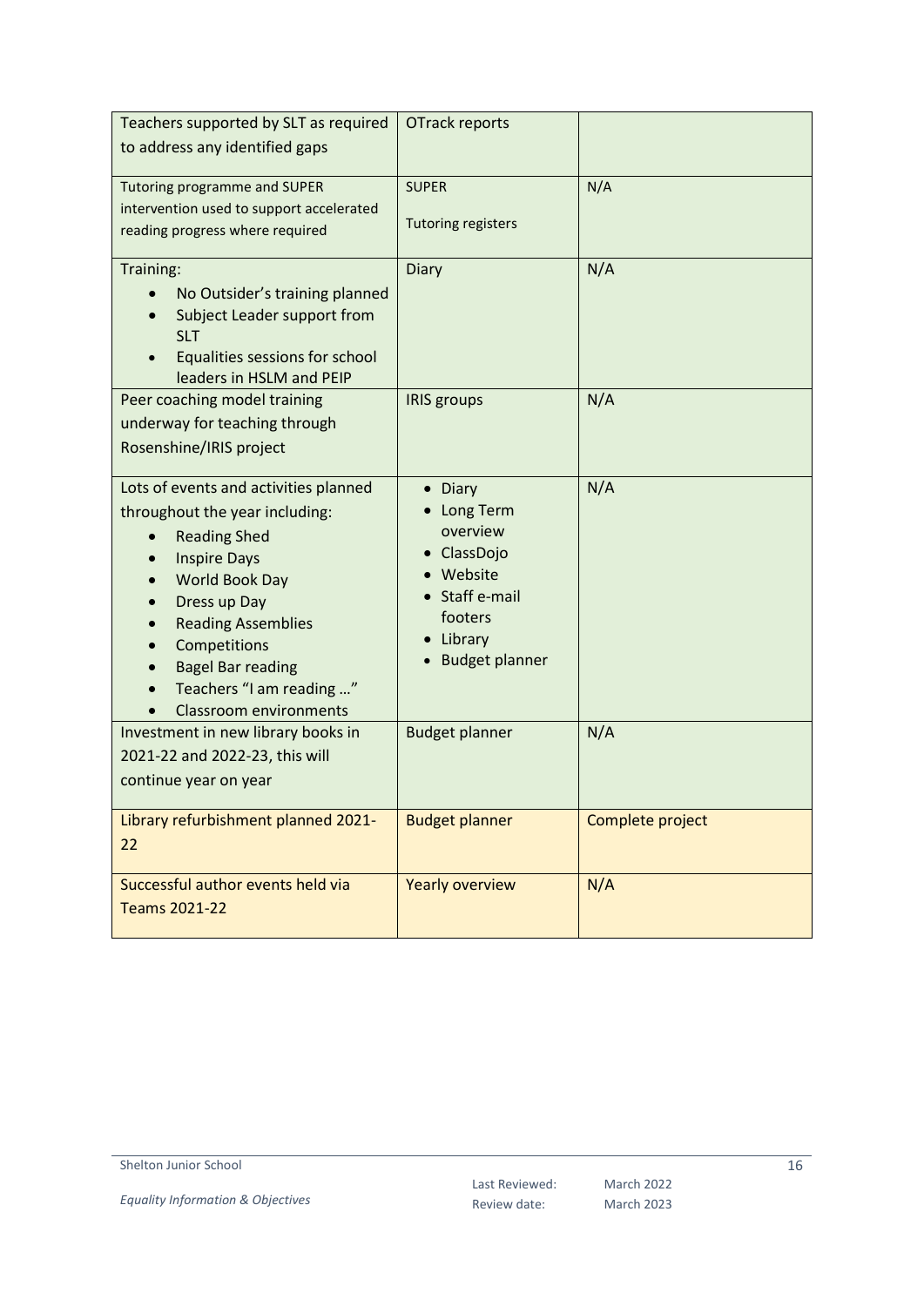| | | |
|---|---|---|
| Teachers supported by SLT as required to address any identified gaps | OTrack reports | |
| Tutoring programme and SUPER intervention used to support accelerated reading progress where required | SUPER<br><br>Tutoring registers | N/A |
| Training:<br>• No Outsider's training planned<br>• Subject Leader support from SLT<br>• Equalities sessions for school leaders in HSLM and PEIP | Diary | N/A |
| Peer coaching model training underway for teaching through Rosenshine/IRIS project | IRIS groups | N/A |
| Lots of events and activities planned throughout the year including:<br>• Reading Shed<br>• Inspire Days<br>• World Book Day<br>• Dress up Day<br>• Reading Assemblies<br>• Competitions<br>• Bagel Bar reading<br>• Teachers "I am reading …"<br>• Classroom environments | • Diary<br>• Long Term overview<br>• ClassDojo<br>• Website<br>• Staff e-mail footers<br>• Library<br>• Budget planner | N/A |
| Investment in new library books in 2021-22 and 2022-23, this will continue year on year | Budget planner | N/A |
| Library refurbishment planned 2021-22 | Budget planner | Complete project |
| Successful author events held via Teams 2021-22 | Yearly overview | N/A |